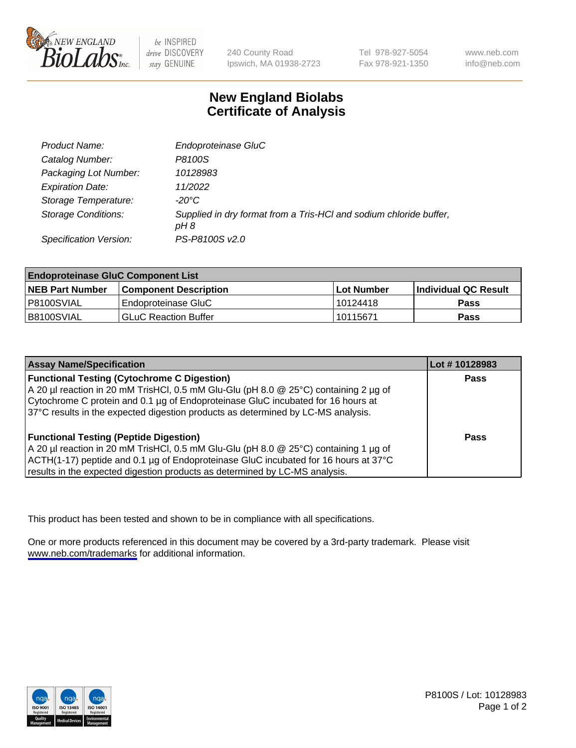NEW ENGLAND BioLabs Inc. — be INSPIRED drive DISCOVERY stay GENUINE

240 County Road
Ipswich, MA 01938-2723

Tel 978-927-5054
Fax 978-921-1350

www.neb.com
info@neb.com

# New England Biolabs
# Certificate of Analysis

| | |
|---|---|
| *Product Name:* | *Endoproteinase GluC* |
| *Catalog Number:* | *P8100S* |
| *Packaging Lot Number:* | *10128983* |
| *Expiration Date:* | *11/2022* |
| *Storage Temperature:* | *-20°C* |
| *Storage Conditions:* | *Supplied in dry format from a Tris-HCl and sodium chloride buffer, pH 8* |
| *Specification Version:* | *PS-P8100S v2.0* |

| Endoproteinase GluC Component List | | | |
|---|---|---|---|
| **NEB Part Number** | **Component Description** | **Lot Number** | **Individual QC Result** |
| P8100SVIAL | Endoproteinase GluC | 10124418 | **Pass** |
| B8100SVIAL | GLuC Reaction Buffer | 10115671 | **Pass** |

| Assay Name/Specification | Lot # 10128983 |
|---|---|
| **Functional Testing (Cytochrome C Digestion)**<br>A 20 µl reaction in 20 mM TrisHCl, 0.5 mM Glu-Glu (pH 8.0 @ 25°C) containing 2 µg of Cytochrome C protein and 0.1 µg of Endoproteinase GluC incubated for 16 hours at 37°C results in the expected digestion products as determined by LC-MS analysis. | **Pass** |
| **Functional Testing (Peptide Digestion)**<br>A 20 µl reaction in 20 mM TrisHCl, 0.5 mM Glu-Glu (pH 8.0 @ 25°C) containing 1 µg of ACTH(1-17) peptide and 0.1 µg of Endoproteinase GluC incubated for 16 hours at 37°C results in the expected digestion products as determined by LC-MS analysis. | **Pass** |

This product has been tested and shown to be in compliance with all specifications.

One or more products referenced in this document may be covered by a 3rd-party trademark. Please visit www.neb.com/trademarks for additional information.

P8100S / Lot: 10128983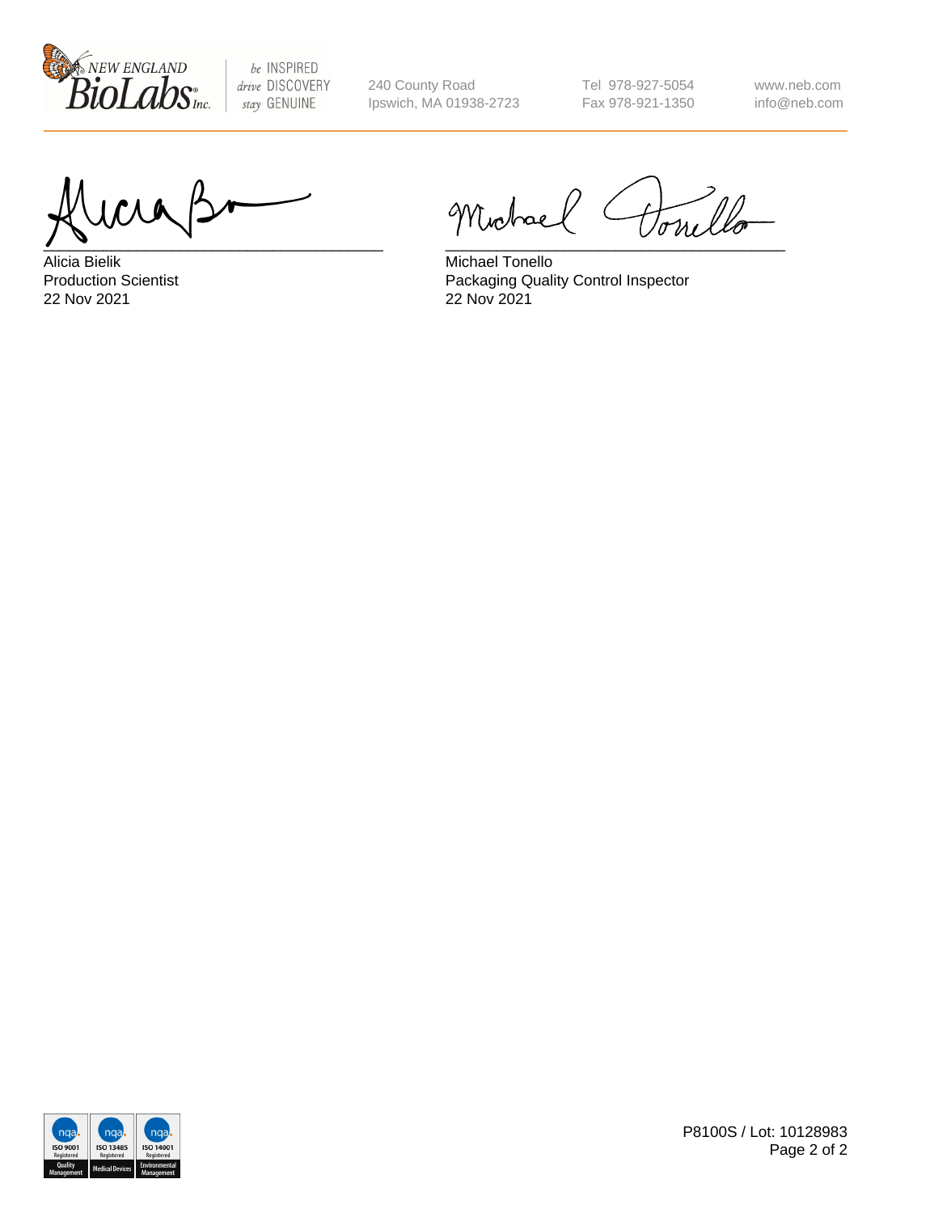Alicia Bielik
Production Scientist
22 Nov 2021

Michael Tonello
Packaging Quality Control Inspector
22 Nov 2021

P8100S / Lot: 10128983